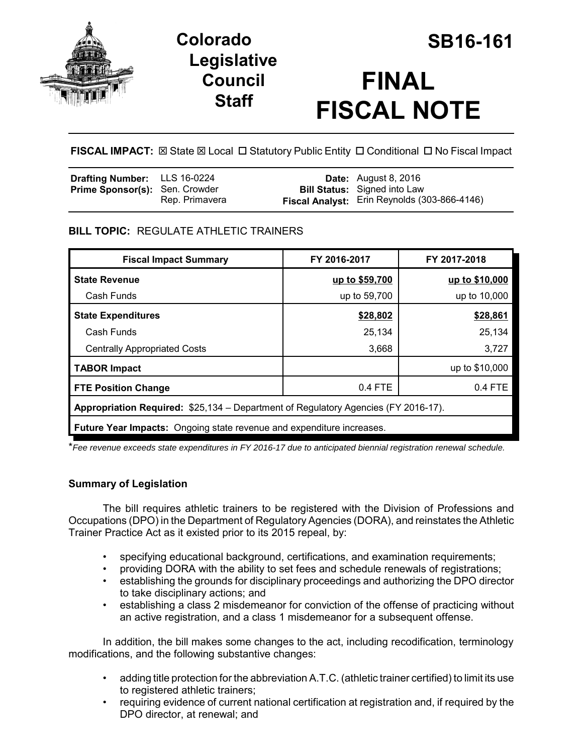# Colorado Legislative Council Staff

# SB16-161

# FINAL FISCAL NOTE

**FISCAL IMPACT:** ☒ State ☒ Local ☐ Statutory Public Entity ☐ Conditional ☐ No Fiscal Impact

| | | | |
|---|---|---|---|
| **Drafting Number:** | LLS 16-0224 | **Date:** | August 8, 2016 |
| **Prime Sponsor(s):** | Sen. Crowder<br>Rep. Primavera | **Bill Status:** | Signed into Law |
| | | **Fiscal Analyst:** | Erin Reynolds (303-866-4146) |

**BILL TOPIC:** REGULATE ATHLETIC TRAINERS

| Fiscal Impact Summary | FY 2016-2017 | FY 2017-2018 |
|---|---|---|
| **State Revenue** | **up to $59,700** | **up to $10,000** |
| Cash Funds | up to 59,700 | up to 10,000 |
| **State Expenditures** | **$28,802** | **$28,861** |
| Cash Funds | 25,134 | 25,134 |
| Centrally Appropriated Costs | 3,668 | 3,727 |
| **TABOR Impact** | | up to $10,000 |
| **FTE Position Change** | 0.4 FTE | 0.4 FTE |
| **Appropriation Required:** $25,134 – Department of Regulatory Agencies (FY 2016-17). | | |
| **Future Year Impacts:** Ongoing state revenue and expenditure increases. | | |

*\*Fee revenue exceeds state expenditures in FY 2016-17 due to anticipated biennial registration renewal schedule.*

### Summary of Legislation

The bill requires athletic trainers to be registered with the Division of Professions and Occupations (DPO) in the Department of Regulatory Agencies (DORA), and reinstates the Athletic Trainer Practice Act as it existed prior to its 2015 repeal, by:

- specifying educational background, certifications, and examination requirements;
- providing DORA with the ability to set fees and schedule renewals of registrations;
- establishing the grounds for disciplinary proceedings and authorizing the DPO director to take disciplinary actions; and
- establishing a class 2 misdemeanor for conviction of the offense of practicing without an active registration, and a class 1 misdemeanor for a subsequent offense.

In addition, the bill makes some changes to the act, including recodification, terminology modifications, and the following substantive changes:

- adding title protection for the abbreviation A.T.C. (athletic trainer certified) to limit its use to registered athletic trainers;
- requiring evidence of current national certification at registration and, if required by the DPO director, at renewal; and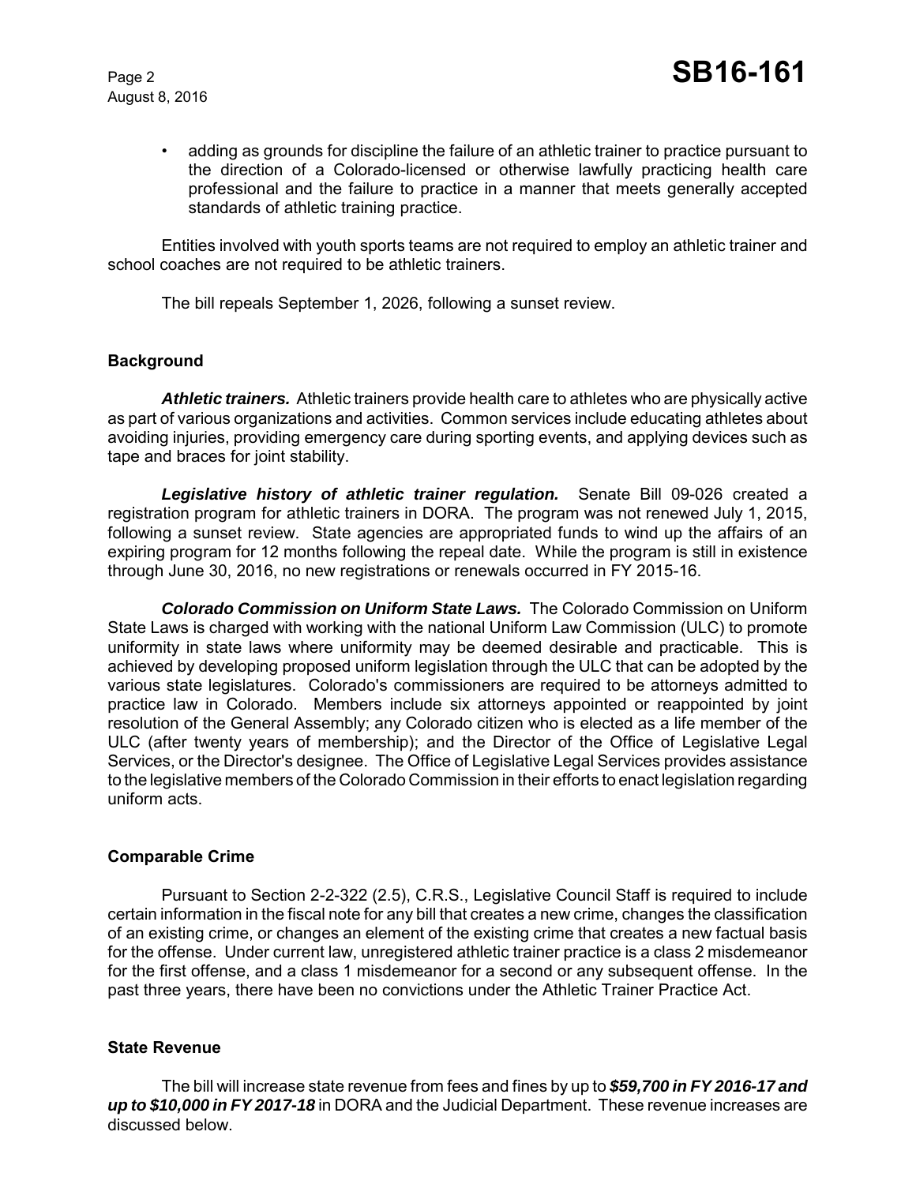- adding as grounds for discipline the failure of an athletic trainer to practice pursuant to the direction of a Colorado-licensed or otherwise lawfully practicing health care professional and the failure to practice in a manner that meets generally accepted standards of athletic training practice.

Entities involved with youth sports teams are not required to employ an athletic trainer and school coaches are not required to be athletic trainers.

The bill repeals September 1, 2026, following a sunset review.

## Background

***Athletic trainers.*** Athletic trainers provide health care to athletes who are physically active as part of various organizations and activities. Common services include educating athletes about avoiding injuries, providing emergency care during sporting events, and applying devices such as tape and braces for joint stability.

***Legislative history of athletic trainer regulation.*** Senate Bill 09-026 created a registration program for athletic trainers in DORA. The program was not renewed July 1, 2015, following a sunset review. State agencies are appropriated funds to wind up the affairs of an expiring program for 12 months following the repeal date. While the program is still in existence through June 30, 2016, no new registrations or renewals occurred in FY 2015-16.

***Colorado Commission on Uniform State Laws.*** The Colorado Commission on Uniform State Laws is charged with working with the national Uniform Law Commission (ULC) to promote uniformity in state laws where uniformity may be deemed desirable and practicable. This is achieved by developing proposed uniform legislation through the ULC that can be adopted by the various state legislatures. Colorado's commissioners are required to be attorneys admitted to practice law in Colorado. Members include six attorneys appointed or reappointed by joint resolution of the General Assembly; any Colorado citizen who is elected as a life member of the ULC (after twenty years of membership); and the Director of the Office of Legislative Legal Services, or the Director's designee. The Office of Legislative Legal Services provides assistance to the legislative members of the Colorado Commission in their efforts to enact legislation regarding uniform acts.

## Comparable Crime

Pursuant to Section 2-2-322 (2.5), C.R.S., Legislative Council Staff is required to include certain information in the fiscal note for any bill that creates a new crime, changes the classification of an existing crime, or changes an element of the existing crime that creates a new factual basis for the offense. Under current law, unregistered athletic trainer practice is a class 2 misdemeanor for the first offense, and a class 1 misdemeanor for a second or any subsequent offense. In the past three years, there have been no convictions under the Athletic Trainer Practice Act.

## State Revenue

The bill will increase state revenue from fees and fines by up to ***$59,700 in FY 2016-17 and up to $10,000 in FY 2017-18*** in DORA and the Judicial Department. These revenue increases are discussed below.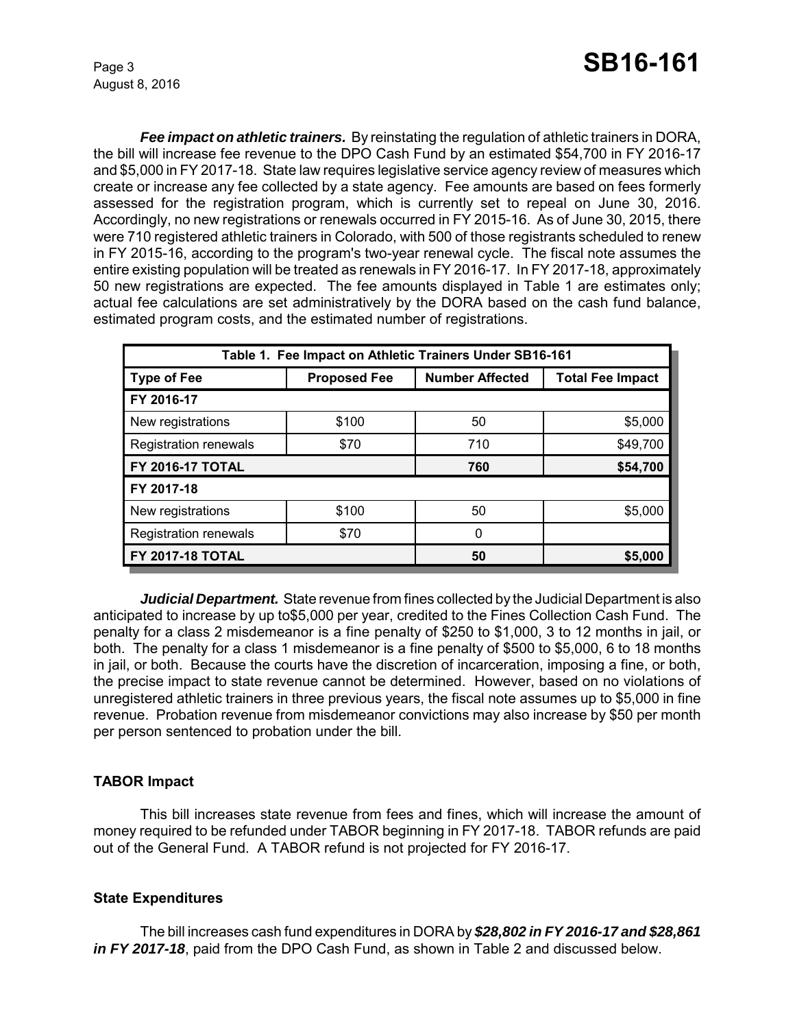***Fee impact on athletic trainers.*** By reinstating the regulation of athletic trainers in DORA, the bill will increase fee revenue to the DPO Cash Fund by an estimated $54,700 in FY 2016-17 and $5,000 in FY 2017-18. State law requires legislative service agency review of measures which create or increase any fee collected by a state agency. Fee amounts are based on fees formerly assessed for the registration program, which is currently set to repeal on June 30, 2016. Accordingly, no new registrations or renewals occurred in FY 2015-16. As of June 30, 2015, there were 710 registered athletic trainers in Colorado, with 500 of those registrants scheduled to renew in FY 2015-16, according to the program's two-year renewal cycle. The fiscal note assumes the entire existing population will be treated as renewals in FY 2016-17. In FY 2017-18, approximately 50 new registrations are expected. The fee amounts displayed in Table 1 are estimates only; actual fee calculations are set administratively by the DORA based on the cash fund balance, estimated program costs, and the estimated number of registrations.

| Table 1. Fee Impact on Athletic Trainers Under SB16-161 | | | |
|---|---|---|---|
| **Type of Fee** | **Proposed Fee** | **Number Affected** | **Total Fee Impact** |
| **FY 2016-17** | | | |
| New registrations | $100 | 50 | $5,000 |
| Registration renewals | $70 | 710 | $49,700 |
| **FY 2016-17 TOTAL** | | **760** | **$54,700** |
| **FY 2017-18** | | | |
| New registrations | $100 | 50 | $5,000 |
| Registration renewals | $70 | 0 | |
| **FY 2017-18 TOTAL** | | **50** | **$5,000** |

***Judicial Department.*** State revenue from fines collected by the Judicial Department is also anticipated to increase by up to$5,000 per year, credited to the Fines Collection Cash Fund. The penalty for a class 2 misdemeanor is a fine penalty of $250 to $1,000, 3 to 12 months in jail, or both. The penalty for a class 1 misdemeanor is a fine penalty of $500 to $5,000, 6 to 18 months in jail, or both. Because the courts have the discretion of incarceration, imposing a fine, or both, the precise impact to state revenue cannot be determined. However, based on no violations of unregistered athletic trainers in three previous years, the fiscal note assumes up to $5,000 in fine revenue. Probation revenue from misdemeanor convictions may also increase by $50 per month per person sentenced to probation under the bill.

## TABOR Impact

This bill increases state revenue from fees and fines, which will increase the amount of money required to be refunded under TABOR beginning in FY 2017-18. TABOR refunds are paid out of the General Fund. A TABOR refund is not projected for FY 2016-17.

## State Expenditures

The bill increases cash fund expenditures in DORA by ***$28,802 in FY 2016-17 and $28,861 in FY 2017-18***, paid from the DPO Cash Fund, as shown in Table 2 and discussed below.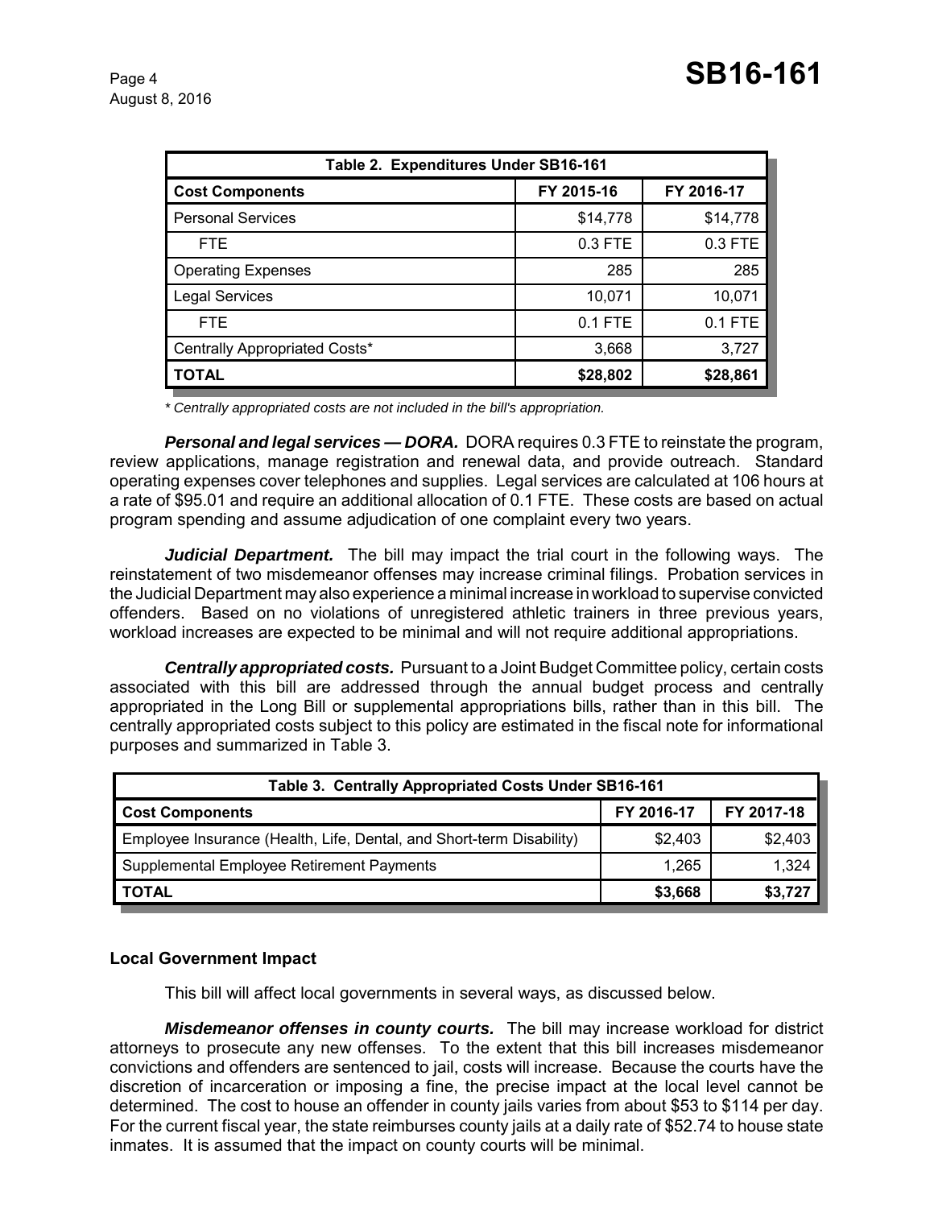| Table 2. Expenditures Under SB16-161 | | |
|---|---|---|
| **Cost Components** | **FY 2015-16** | **FY 2016-17** |
| Personal Services | $14,778 | $14,778 |
| FTE | 0.3 FTE | 0.3 FTE |
| Operating Expenses | 285 | 285 |
| Legal Services | 10,071 | 10,071 |
| FTE | 0.1 FTE | 0.1 FTE |
| Centrally Appropriated Costs* | 3,668 | 3,727 |
| **TOTAL** | **$28,802** | **$28,861** |

*\* Centrally appropriated costs are not included in the bill's appropriation.*

***Personal and legal services — DORA.*** DORA requires 0.3 FTE to reinstate the program, review applications, manage registration and renewal data, and provide outreach. Standard operating expenses cover telephones and supplies. Legal services are calculated at 106 hours at a rate of $95.01 and require an additional allocation of 0.1 FTE. These costs are based on actual program spending and assume adjudication of one complaint every two years.

***Judicial Department.*** The bill may impact the trial court in the following ways. The reinstatement of two misdemeanor offenses may increase criminal filings. Probation services in the Judicial Department may also experience a minimal increase in workload to supervise convicted offenders. Based on no violations of unregistered athletic trainers in three previous years, workload increases are expected to be minimal and will not require additional appropriations.

***Centrally appropriated costs.*** Pursuant to a Joint Budget Committee policy, certain costs associated with this bill are addressed through the annual budget process and centrally appropriated in the Long Bill or supplemental appropriations bills, rather than in this bill. The centrally appropriated costs subject to this policy are estimated in the fiscal note for informational purposes and summarized in Table 3.

| Table 3. Centrally Appropriated Costs Under SB16-161 | | |
|---|---|---|
| **Cost Components** | **FY 2016-17** | **FY 2017-18** |
| Employee Insurance (Health, Life, Dental, and Short-term Disability) | $2,403 | $2,403 |
| Supplemental Employee Retirement Payments | 1,265 | 1,324 |
| **TOTAL** | **$3,668** | **$3,727** |

## Local Government Impact

This bill will affect local governments in several ways, as discussed below.

***Misdemeanor offenses in county courts.*** The bill may increase workload for district attorneys to prosecute any new offenses. To the extent that this bill increases misdemeanor convictions and offenders are sentenced to jail, costs will increase. Because the courts have the discretion of incarceration or imposing a fine, the precise impact at the local level cannot be determined. The cost to house an offender in county jails varies from about $53 to $114 per day. For the current fiscal year, the state reimburses county jails at a daily rate of $52.74 to house state inmates. It is assumed that the impact on county courts will be minimal.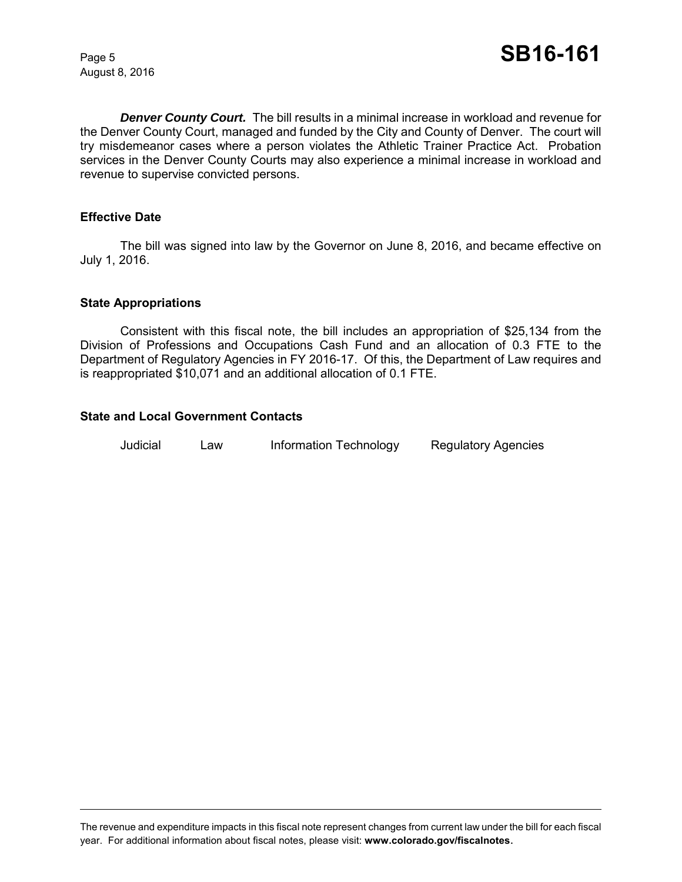***Denver County Court.*** The bill results in a minimal increase in workload and revenue for the Denver County Court, managed and funded by the City and County of Denver. The court will try misdemeanor cases where a person violates the Athletic Trainer Practice Act. Probation services in the Denver County Courts may also experience a minimal increase in workload and revenue to supervise convicted persons.

**Effective Date**

The bill was signed into law by the Governor on June 8, 2016, and became effective on July 1, 2016.

**State Appropriations**

Consistent with this fiscal note, the bill includes an appropriation of $25,134 from the Division of Professions and Occupations Cash Fund and an allocation of 0.3 FTE to the Department of Regulatory Agencies in FY 2016-17. Of this, the Department of Law requires and is reappropriated $10,071 and an additional allocation of 0.1 FTE.

**State and Local Government Contacts**

Judicial Law Information Technology Regulatory Agencies

The revenue and expenditure impacts in this fiscal note represent changes from current law under the bill for each fiscal year. For additional information about fiscal notes, please visit: **www.colorado.gov/fiscalnotes.**